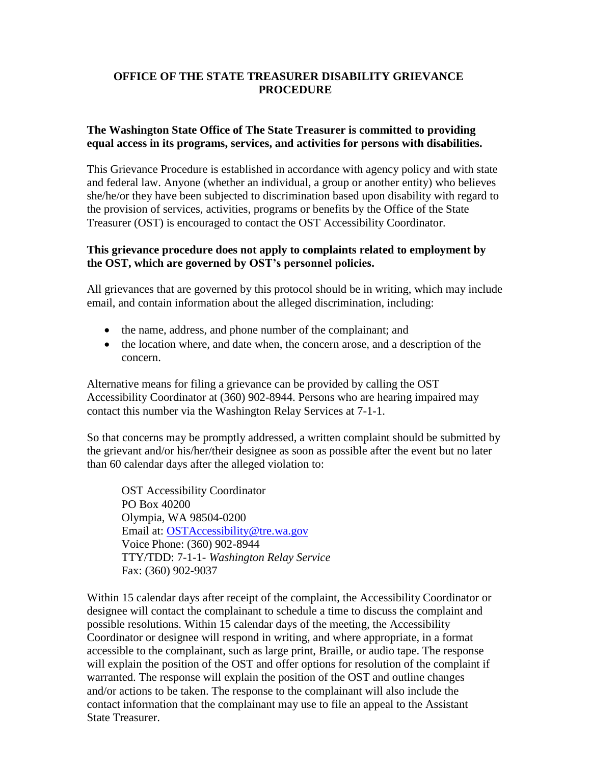# OFFICE OF THE STATE TREASURER DISABILITY GRIEVANCE PROCEDURE

**The Washington State Office of The State Treasurer is committed to providing equal access in its programs, services, and activities for persons with disabilities.**

This Grievance Procedure is established in accordance with agency policy and with state and federal law. Anyone (whether an individual, a group or another entity) who believes she/he/or they have been subjected to discrimination based upon disability with regard to the provision of services, activities, programs or benefits by the Office of the State Treasurer (OST) is encouraged to contact the OST Accessibility Coordinator.

**This grievance procedure does not apply to complaints related to employment by the OST, which are governed by OST's personnel policies.**

All grievances that are governed by this protocol should be in writing, which may include email, and contain information about the alleged discrimination, including:

- the name, address, and phone number of the complainant; and
- the location where, and date when, the concern arose, and a description of the concern.

Alternative means for filing a grievance can be provided by calling the OST Accessibility Coordinator at (360) 902-8944. Persons who are hearing impaired may contact this number via the Washington Relay Services at 7-1-1.

So that concerns may be promptly addressed, a written complaint should be submitted by the grievant and/or his/her/their designee as soon as possible after the event but no later than 60 calendar days after the alleged violation to:

> OST Accessibility Coordinator
> PO Box 40200
> Olympia, WA 98504-0200
> Email at: OSTAccessibility@tre.wa.gov
> Voice Phone: (360) 902-8944
> TTY/TDD: 7-1-1- *Washington Relay Service*
> Fax: (360) 902-9037

Within 15 calendar days after receipt of the complaint, the Accessibility Coordinator or designee will contact the complainant to schedule a time to discuss the complaint and possible resolutions. Within 15 calendar days of the meeting, the Accessibility Coordinator or designee will respond in writing, and where appropriate, in a format accessible to the complainant, such as large print, Braille, or audio tape. The response will explain the position of the OST and offer options for resolution of the complaint if warranted. The response will explain the position of the OST and outline changes and/or actions to be taken. The response to the complainant will also include the contact information that the complainant may use to file an appeal to the Assistant State Treasurer.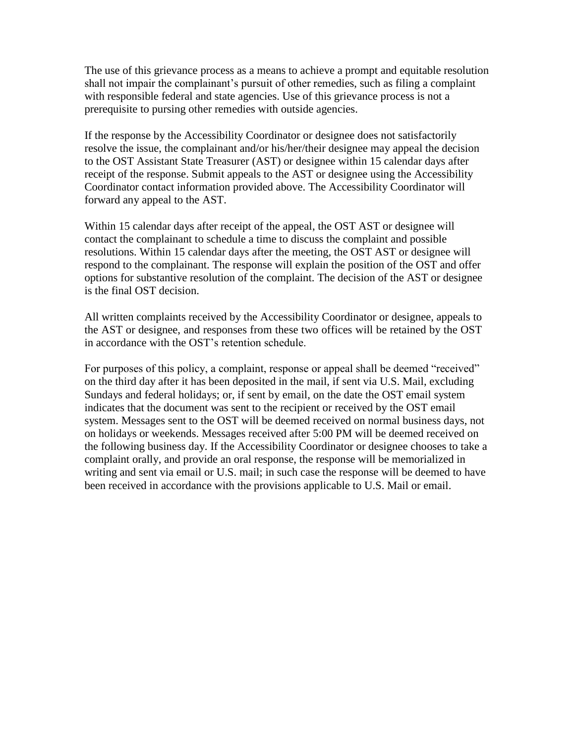The use of this grievance process as a means to achieve a prompt and equitable resolution shall not impair the complainant's pursuit of other remedies, such as filing a complaint with responsible federal and state agencies. Use of this grievance process is not a prerequisite to pursing other remedies with outside agencies.

If the response by the Accessibility Coordinator or designee does not satisfactorily resolve the issue, the complainant and/or his/her/their designee may appeal the decision to the OST Assistant State Treasurer (AST) or designee within 15 calendar days after receipt of the response. Submit appeals to the AST or designee using the Accessibility Coordinator contact information provided above. The Accessibility Coordinator will forward any appeal to the AST.

Within 15 calendar days after receipt of the appeal, the OST AST or designee will contact the complainant to schedule a time to discuss the complaint and possible resolutions. Within 15 calendar days after the meeting, the OST AST or designee will respond to the complainant. The response will explain the position of the OST and offer options for substantive resolution of the complaint. The decision of the AST or designee is the final OST decision.

All written complaints received by the Accessibility Coordinator or designee, appeals to the AST or designee, and responses from these two offices will be retained by the OST in accordance with the OST's retention schedule.

For purposes of this policy, a complaint, response or appeal shall be deemed "received" on the third day after it has been deposited in the mail, if sent via U.S. Mail, excluding Sundays and federal holidays; or, if sent by email, on the date the OST email system indicates that the document was sent to the recipient or received by the OST email system. Messages sent to the OST will be deemed received on normal business days, not on holidays or weekends. Messages received after 5:00 PM will be deemed received on the following business day. If the Accessibility Coordinator or designee chooses to take a complaint orally, and provide an oral response, the response will be memorialized in writing and sent via email or U.S. mail; in such case the response will be deemed to have been received in accordance with the provisions applicable to U.S. Mail or email.